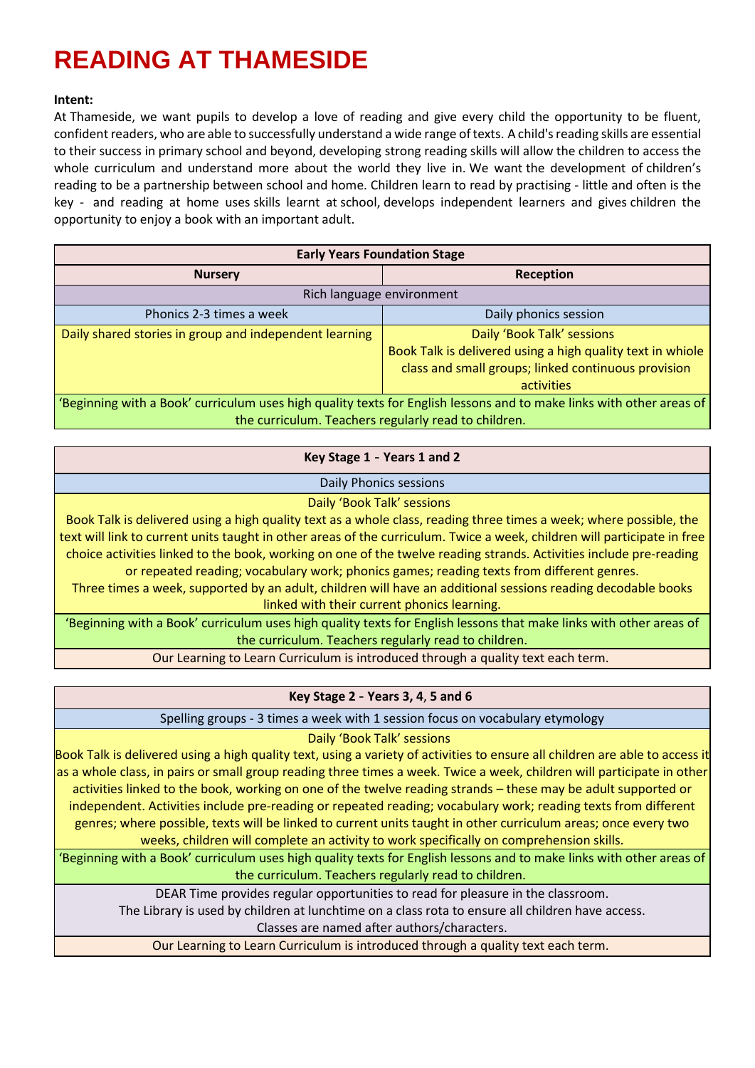# READING AT THAMESIDE

**Intent:**

At Thameside, we want pupils to develop a love of reading and give every child the opportunity to be fluent, confident readers, who are able to successfully understand a wide range of texts. A child's reading skills are essential to their success in primary school and beyond, developing strong reading skills will allow the children to access the whole curriculum and understand more about the world they live in. We want the development of children's reading to be a partnership between school and home. Children learn to read by practising - little and often is the key - and reading at home uses skills learnt at school, develops independent learners and gives children the opportunity to enjoy a book with an important adult.

| Early Years Foundation Stage | |
|---|---|
| **Nursery** | **Reception** |
| Rich language environment | |
| Phonics 2-3 times a week | Daily phonics session |
| Daily shared stories in group and independent learning | Daily 'Book Talk' sessions<br>Book Talk is delivered using a high quality text in whiole class and small groups; linked continuous provision activities |
| 'Beginning with a Book' curriculum uses high quality texts for English lessons and to make links with other areas of the curriculum. Teachers regularly read to children. | |

| Key Stage 1 - Years 1 and 2 |
|---|
| Daily Phonics sessions |
| Daily 'Book Talk' sessions<br>Book Talk is delivered using a high quality text as a whole class, reading three times a week; where possible, the text will link to current units taught in other areas of the curriculum. Twice a week, children will participate in free choice activities linked to the book, working on one of the twelve reading strands. Activities include pre-reading or repeated reading; vocabulary work; phonics games; reading texts from different genres.<br>Three times a week, supported by an adult, children will have an additional sessions reading decodable books linked with their current phonics learning. |
| 'Beginning with a Book' curriculum uses high quality texts for English lessons that make links with other areas of the curriculum. Teachers regularly read to children. |
| Our Learning to Learn Curriculum is introduced through a quality text each term. |

| Key Stage 2 - Years 3, 4, 5 and 6 |
|---|
| Spelling groups - 3 times a week with 1 session focus on vocabulary etymology |
| Daily 'Book Talk' sessions<br>Book Talk is delivered using a high quality text, using a variety of activities to ensure all children are able to access it as a whole class, in pairs or small group reading three times a week. Twice a week, children will participate in other activities linked to the book, working on one of the twelve reading strands – these may be adult supported or independent. Activities include pre-reading or repeated reading; vocabulary work; reading texts from different genres; where possible, texts will be linked to current units taught in other curriculum areas; once every two weeks, children will complete an activity to work specifically on comprehension skills. |
| 'Beginning with a Book' curriculum uses high quality texts for English lessons and to make links with other areas of the curriculum. Teachers regularly read to children. |
| DEAR Time provides regular opportunities to read for pleasure in the classroom.<br>The Library is used by children at lunchtime on a class rota to ensure all children have access.<br>Classes are named after authors/characters. |
| Our Learning to Learn Curriculum is introduced through a quality text each term. |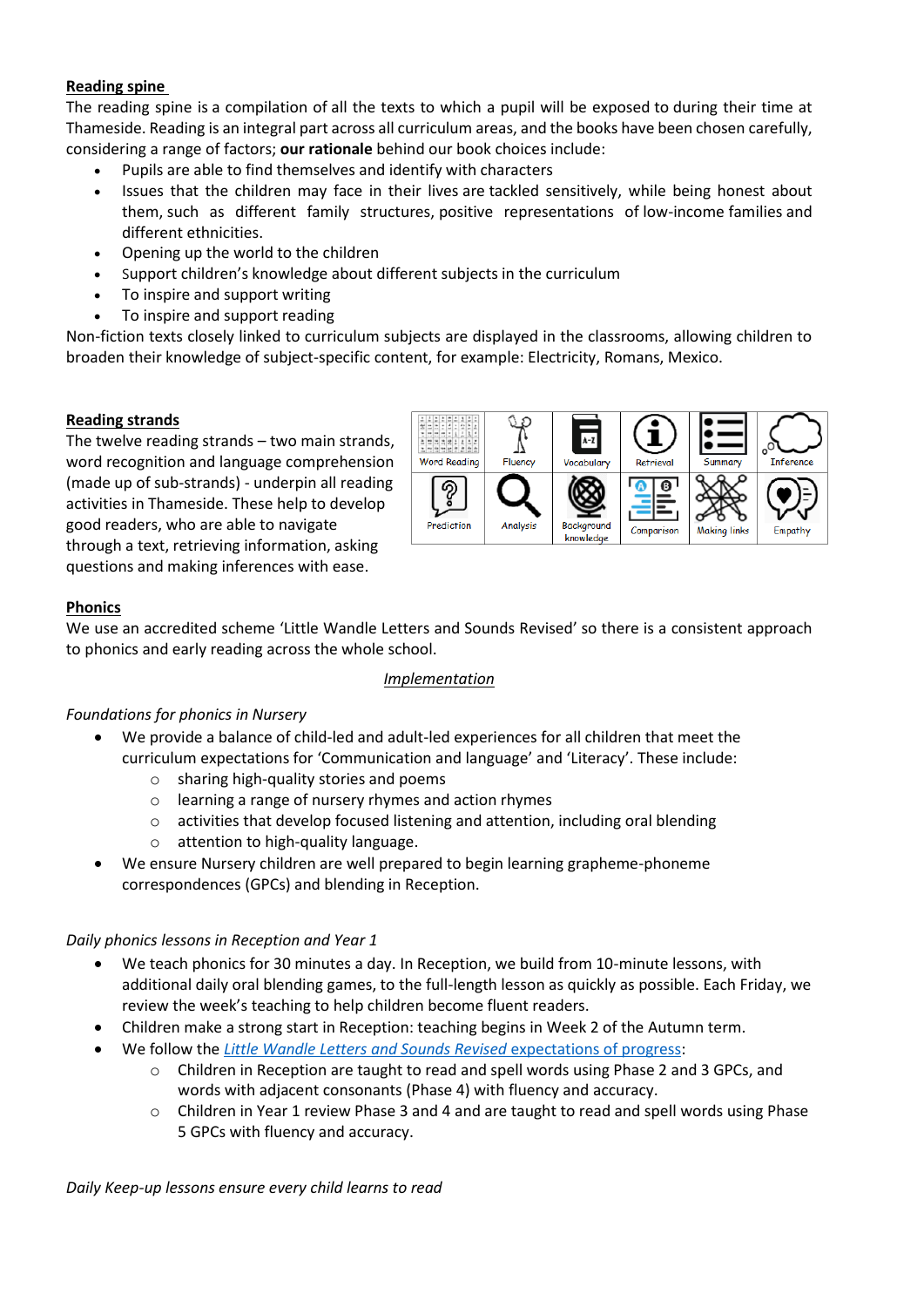**Reading spine**

The reading spine is a compilation of all the texts to which a pupil will be exposed to during their time at Thameside. Reading is an integral part across all curriculum areas, and the books have been chosen carefully, considering a range of factors; **our rationale** behind our book choices include:

- Pupils are able to find themselves and identify with characters
- Issues that the children may face in their lives are tackled sensitively, while being honest about them, such as different family structures, positive representations of low-income families and different ethnicities.
- Opening up the world to the children
- Support children's knowledge about different subjects in the curriculum
- To inspire and support writing
- To inspire and support reading

Non-fiction texts closely linked to curriculum subjects are displayed in the classrooms, allowing children to broaden their knowledge of subject-specific content, for example: Electricity, Romans, Mexico.

**Reading strands**

The twelve reading strands – two main strands, word recognition and language comprehension (made up of sub-strands) - underpin all reading activities in Thameside. These help to develop good readers, who are able to navigate through a text, retrieving information, asking questions and making inferences with ease.

| Word Reading | Fluency | Vocabulary | Retrieval | Summary | Inference |
|---|---|---|---|---|---|
| Prediction | Analysis | Background knowledge | Comparison | Making links | Empathy |

**Phonics**

We use an accredited scheme 'Little Wandle Letters and Sounds Revised' so there is a consistent approach to phonics and early reading across the whole school.

*Implementation*

*Foundations for phonics in Nursery*

- We provide a balance of child-led and adult-led experiences for all children that meet the curriculum expectations for 'Communication and language' and 'Literacy'. These include:
  - sharing high-quality stories and poems
  - learning a range of nursery rhymes and action rhymes
  - activities that develop focused listening and attention, including oral blending
  - attention to high-quality language.
- We ensure Nursery children are well prepared to begin learning grapheme-phoneme correspondences (GPCs) and blending in Reception.

*Daily phonics lessons in Reception and Year 1*

- We teach phonics for 30 minutes a day. In Reception, we build from 10-minute lessons, with additional daily oral blending games, to the full-length lesson as quickly as possible. Each Friday, we review the week's teaching to help children become fluent readers.
- Children make a strong start in Reception: teaching begins in Week 2 of the Autumn term.
- We follow the *Little Wandle Letters and Sounds Revised* expectations of progress:
  - Children in Reception are taught to read and spell words using Phase 2 and 3 GPCs, and words with adjacent consonants (Phase 4) with fluency and accuracy.
  - Children in Year 1 review Phase 3 and 4 and are taught to read and spell words using Phase 5 GPCs with fluency and accuracy.

*Daily Keep-up lessons ensure every child learns to read*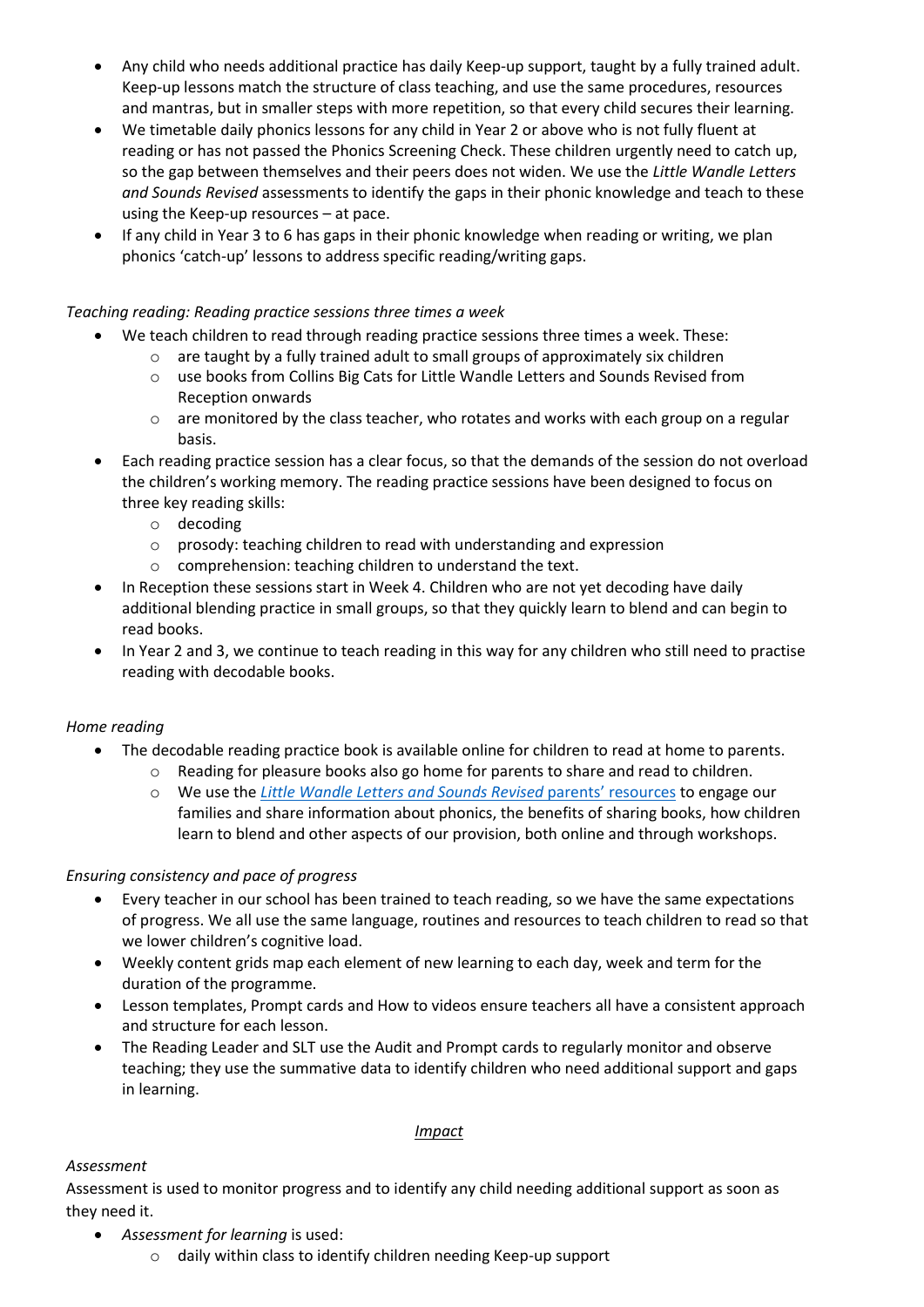- Any child who needs additional practice has daily Keep-up support, taught by a fully trained adult. Keep-up lessons match the structure of class teaching, and use the same procedures, resources and mantras, but in smaller steps with more repetition, so that every child secures their learning.
- We timetable daily phonics lessons for any child in Year 2 or above who is not fully fluent at reading or has not passed the Phonics Screening Check. These children urgently need to catch up, so the gap between themselves and their peers does not widen. We use the *Little Wandle Letters and Sounds Revised* assessments to identify the gaps in their phonic knowledge and teach to these using the Keep-up resources – at pace.
- If any child in Year 3 to 6 has gaps in their phonic knowledge when reading or writing, we plan phonics 'catch-up' lessons to address specific reading/writing gaps.

*Teaching reading: Reading practice sessions three times a week*

- We teach children to read through reading practice sessions three times a week. These:
  - are taught by a fully trained adult to small groups of approximately six children
  - use books from Collins Big Cats for Little Wandle Letters and Sounds Revised from Reception onwards
  - are monitored by the class teacher, who rotates and works with each group on a regular basis.
- Each reading practice session has a clear focus, so that the demands of the session do not overload the children's working memory. The reading practice sessions have been designed to focus on three key reading skills:
  - decoding
  - prosody: teaching children to read with understanding and expression
  - comprehension: teaching children to understand the text.
- In Reception these sessions start in Week 4. Children who are not yet decoding have daily additional blending practice in small groups, so that they quickly learn to blend and can begin to read books.
- In Year 2 and 3, we continue to teach reading in this way for any children who still need to practise reading with decodable books.

*Home reading*

- The decodable reading practice book is available online for children to read at home to parents.
  - Reading for pleasure books also go home for parents to share and read to children.
  - We use the *Little Wandle Letters and Sounds Revised* parents' resources to engage our families and share information about phonics, the benefits of sharing books, how children learn to blend and other aspects of our provision, both online and through workshops.

*Ensuring consistency and pace of progress*

- Every teacher in our school has been trained to teach reading, so we have the same expectations of progress. We all use the same language, routines and resources to teach children to read so that we lower children's cognitive load.
- Weekly content grids map each element of new learning to each day, week and term for the duration of the programme.
- Lesson templates, Prompt cards and How to videos ensure teachers all have a consistent approach and structure for each lesson.
- The Reading Leader and SLT use the Audit and Prompt cards to regularly monitor and observe teaching; they use the summative data to identify children who need additional support and gaps in learning.

## <u>Impact</u>

*Assessment*

Assessment is used to monitor progress and to identify any child needing additional support as soon as they need it.

- *Assessment for learning* is used:
  - daily within class to identify children needing Keep-up support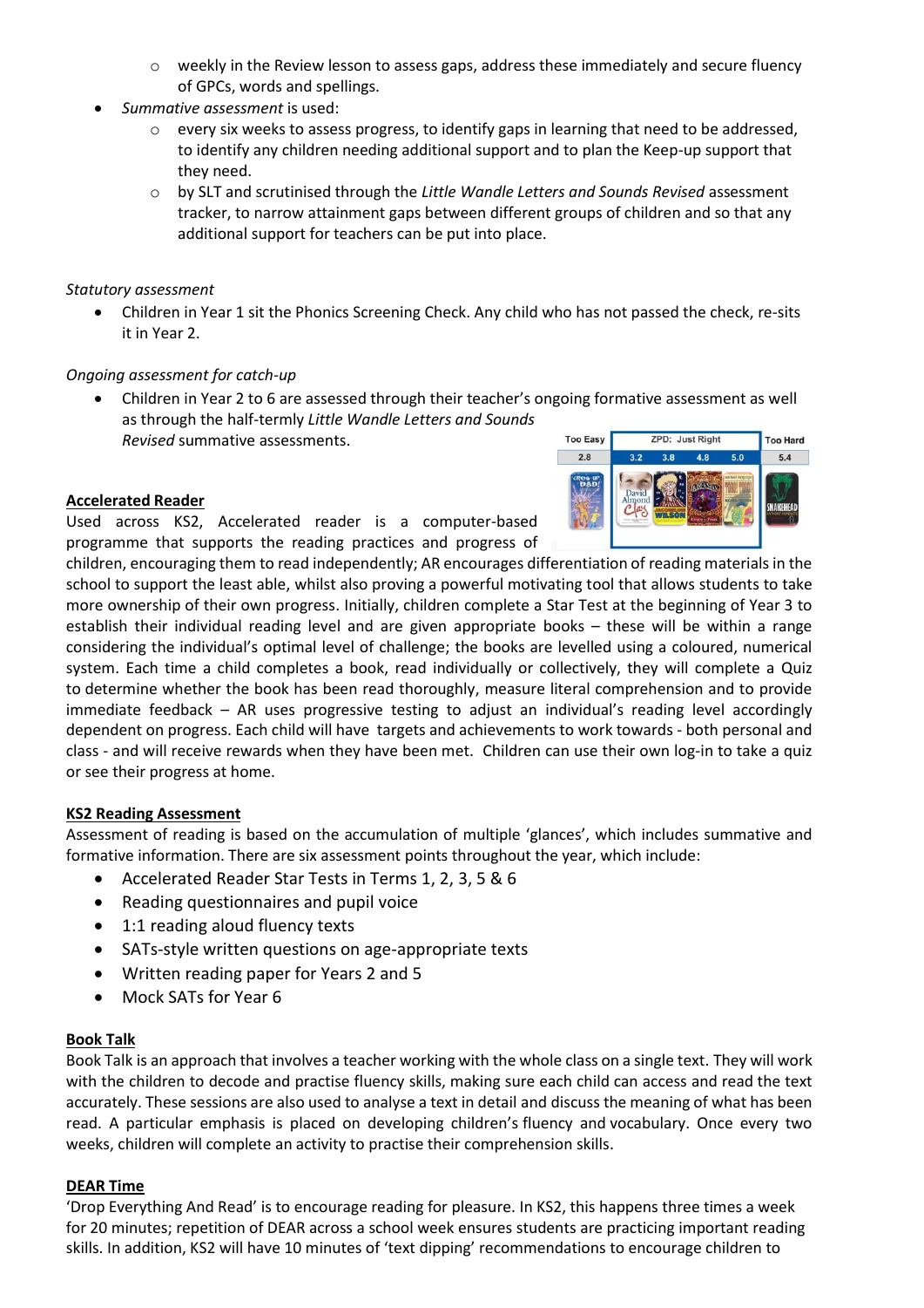- weekly in the Review lesson to assess gaps, address these immediately and secure fluency of GPCs, words and spellings.
- *Summative assessment* is used:
  - every six weeks to assess progress, to identify gaps in learning that need to be addressed, to identify any children needing additional support and to plan the Keep-up support that they need.
  - by SLT and scrutinised through the *Little Wandle Letters and Sounds Revised* assessment tracker, to narrow attainment gaps between different groups of children and so that any additional support for teachers can be put into place.

*Statutory assessment*

- Children in Year 1 sit the Phonics Screening Check. Any child who has not passed the check, re-sits it in Year 2.

*Ongoing assessment for catch-up*

- Children in Year 2 to 6 are assessed through their teacher's ongoing formative assessment as well as through the half-termly *Little Wandle Letters and Sounds Revised* summative assessments.

**Accelerated Reader**

Used across KS2, Accelerated reader is a computer-based programme that supports the reading practices and progress of children, encouraging them to read independently; AR encourages differentiation of reading materials in the school to support the least able, whilst also proving a powerful motivating tool that allows students to take more ownership of their own progress. Initially, children complete a Star Test at the beginning of Year 3 to establish their individual reading level and are given appropriate books – these will be within a range considering the individual's optimal level of challenge; the books are levelled using a coloured, numerical system. Each time a child completes a book, read individually or collectively, they will complete a Quiz to determine whether the book has been read thoroughly, measure literal comprehension and to provide immediate feedback – AR uses progressive testing to adjust an individual's reading level accordingly dependent on progress. Each child will have targets and achievements to work towards - both personal and class - and will receive rewards when they have been met. Children can use their own log-in to take a quiz or see their progress at home.

**KS2 Reading Assessment**

Assessment of reading is based on the accumulation of multiple 'glances', which includes summative and formative information. There are six assessment points throughout the year, which include:

- Accelerated Reader Star Tests in Terms 1, 2, 3, 5 & 6
- Reading questionnaires and pupil voice
- 1:1 reading aloud fluency texts
- SATs-style written questions on age-appropriate texts
- Written reading paper for Years 2 and 5
- Mock SATs for Year 6

**Book Talk**

Book Talk is an approach that involves a teacher working with the whole class on a single text. They will work with the children to decode and practise fluency skills, making sure each child can access and read the text accurately. These sessions are also used to analyse a text in detail and discuss the meaning of what has been read. A particular emphasis is placed on developing children's fluency and vocabulary. Once every two weeks, children will complete an activity to practise their comprehension skills.

**DEAR Time**

'Drop Everything And Read' is to encourage reading for pleasure. In KS2, this happens three times a week for 20 minutes; repetition of DEAR across a school week ensures students are practicing important reading skills. In addition, KS2 will have 10 minutes of 'text dipping' recommendations to encourage children to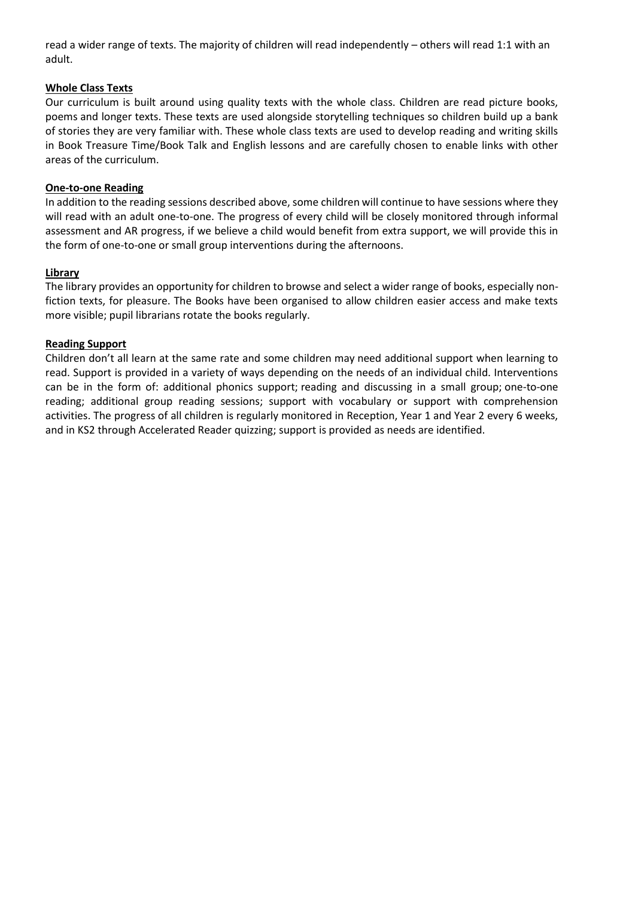read a wider range of texts. The majority of children will read independently – others will read 1:1 with an adult.

## Whole Class Texts

Our curriculum is built around using quality texts with the whole class. Children are read picture books, poems and longer texts. These texts are used alongside storytelling techniques so children build up a bank of stories they are very familiar with. These whole class texts are used to develop reading and writing skills in Book Treasure Time/Book Talk and English lessons and are carefully chosen to enable links with other areas of the curriculum.

## One-to-one Reading

In addition to the reading sessions described above, some children will continue to have sessions where they will read with an adult one-to-one. The progress of every child will be closely monitored through informal assessment and AR progress, if we believe a child would benefit from extra support, we will provide this in the form of one-to-one or small group interventions during the afternoons.

## Library

The library provides an opportunity for children to browse and select a wider range of books, especially non-fiction texts, for pleasure. The Books have been organised to allow children easier access and make texts more visible; pupil librarians rotate the books regularly.

## Reading Support

Children don't all learn at the same rate and some children may need additional support when learning to read. Support is provided in a variety of ways depending on the needs of an individual child. Interventions can be in the form of: additional phonics support; reading and discussing in a small group; one-to-one reading; additional group reading sessions; support with vocabulary or support with comprehension activities. The progress of all children is regularly monitored in Reception, Year 1 and Year 2 every 6 weeks, and in KS2 through Accelerated Reader quizzing; support is provided as needs are identified.